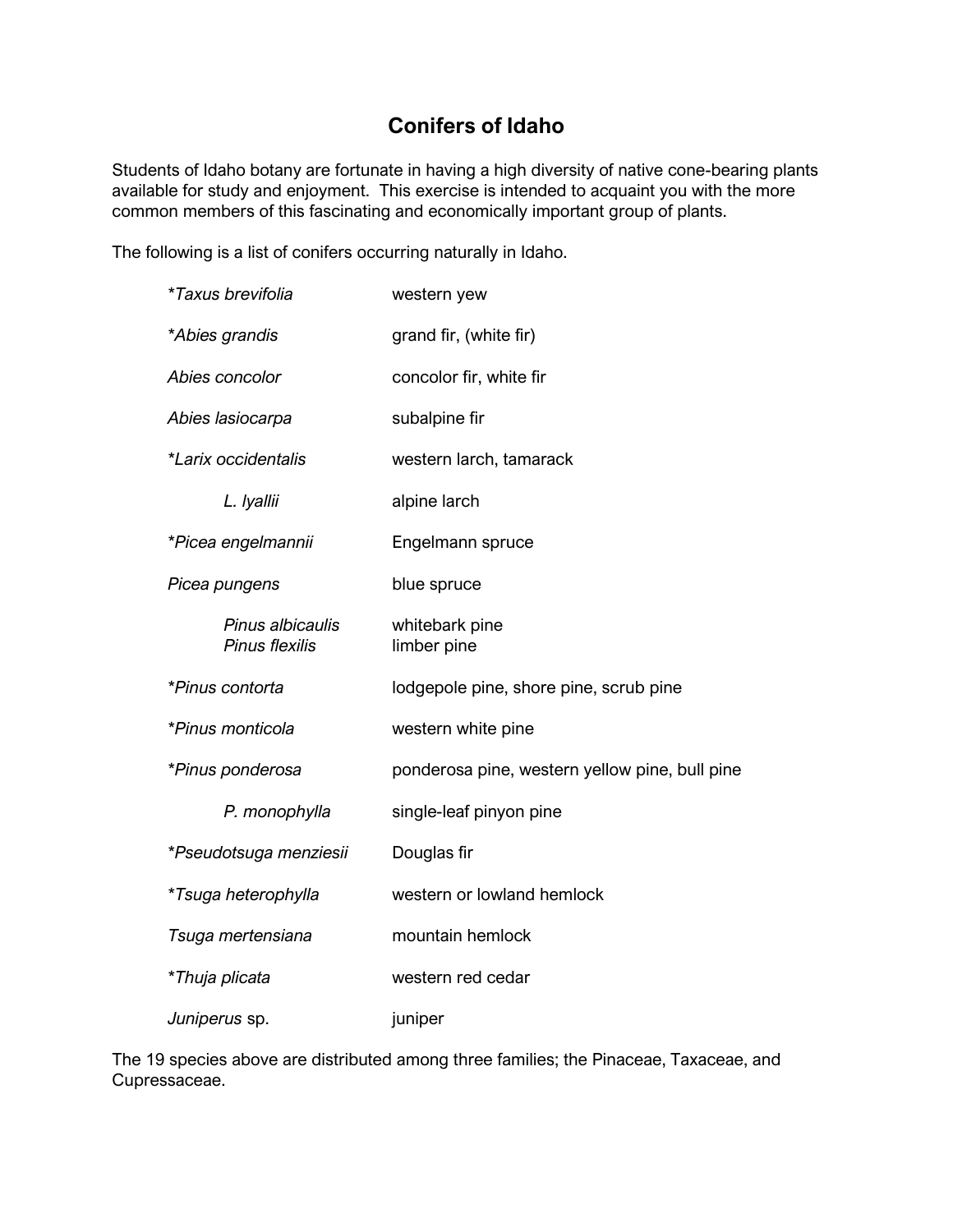# Conifers of Idaho

Students of Idaho botany are fortunate in having a high diversity of native cone-bearing plants available for study and enjoyment. This exercise is intended to acquaint you with the more common members of this fascinating and economically important group of plants.

The following is a list of conifers occurring naturally in Idaho.

| | |
|---|---|
| *_Taxus brevifolia_ | western yew |
| *_Abies grandis_ | grand fir, (white fir) |
| _Abies concolor_ | concolor fir, white fir |
| _Abies lasiocarpa_ | subalpine fir |
| *_Larix occidentalis_ | western larch, tamarack |
| _L. lyallii_ | alpine larch |
| *_Picea engelmannii_ | Engelmann spruce |
| _Picea pungens_ | blue spruce |
| _Pinus albicaulis_ | whitebark pine |
| _Pinus flexilis_ | limber pine |
| *_Pinus contorta_ | lodgepole pine, shore pine, scrub pine |
| *_Pinus monticola_ | western white pine |
| *_Pinus ponderosa_ | ponderosa pine, western yellow pine, bull pine |
| _P. monophylla_ | single-leaf pinyon pine |
| *_Pseudotsuga menziesii_ | Douglas fir |
| *_Tsuga heterophylla_ | western or lowland hemlock |
| _Tsuga mertensiana_ | mountain hemlock |
| *_Thuja plicata_ | western red cedar |
| _Juniperus_ sp. | juniper |

The 19 species above are distributed among three families; the Pinaceae, Taxaceae, and Cupressaceae.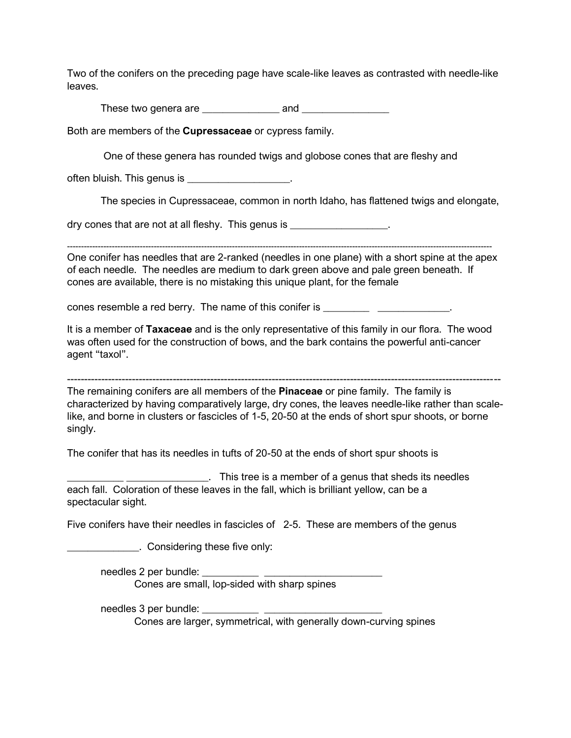Two of the conifers on the preceding page have scale-like leaves as contrasted with needle-like leaves.

These two genera are ______________ and ________________

Both are members of the **Cupressaceae** or cypress family.

One of these genera has rounded twigs and globose cones that are fleshy and often bluish. This genus is ___________________.

The species in Cupressaceae, common in north Idaho, has flattened twigs and elongate, dry cones that are not at all fleshy. This genus is __________________.

---

One conifer has needles that are 2-ranked (needles in one plane) with a short spine at the apex of each needle. The needles are medium to dark green above and pale green beneath. If cones are available, there is no mistaking this unique plant, for the female cones resemble a red berry. The name of this conifer is ________ _____________.

It is a member of **Taxaceae** and is the only representative of this family in our flora. The wood was often used for the construction of bows, and the bark contains the powerful anti-cancer agent "taxol".

---

The remaining conifers are all members of the **Pinaceae** or pine family. The family is characterized by having comparatively large, dry cones, the leaves needle-like rather than scale-like, and borne in clusters or fascicles of 1-5, 20-50 at the ends of short spur shoots, or borne singly.

The conifer that has its needles in tufts of 20-50 at the ends of short spur shoots is __________ _______________. This tree is a member of a genus that sheds its needles each fall. Coloration of these leaves in the fall, which is brilliant yellow, can be a spectacular sight.

Five conifers have their needles in fascicles of 2-5. These are members of the genus _____________. Considering these five only:

needles 2 per bundle: __________ ______________________
Cones are small, lop-sided with sharp spines

needles 3 per bundle: __________ ______________________
Cones are larger, symmetrical, with generally down-curving spines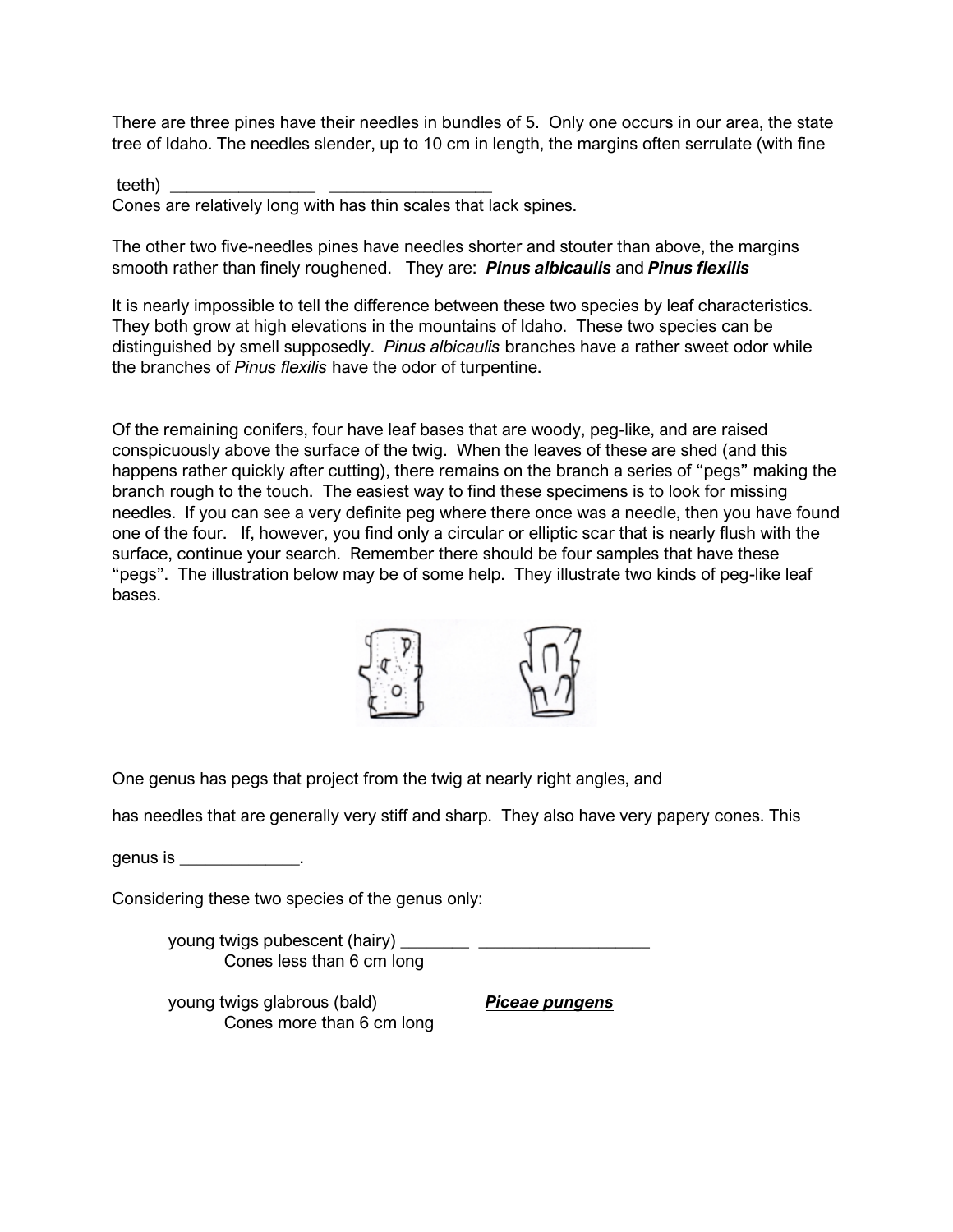There are three pines have their needles in bundles of 5. Only one occurs in our area, the state tree of Idaho. The needles slender, up to 10 cm in length, the margins often serrulate (with fine teeth) ________________ __________________

Cones are relatively long with has thin scales that lack spines.

The other two five-needles pines have needles shorter and stouter than above, the margins smooth rather than finely roughened. They are: ***Pinus albicaulis*** and ***Pinus flexilis***

It is nearly impossible to tell the difference between these two species by leaf characteristics. They both grow at high elevations in the mountains of Idaho. These two species can be distinguished by smell supposedly. *Pinus albicaulis* branches have a rather sweet odor while the branches of *Pinus flexilis* have the odor of turpentine.

Of the remaining conifers, four have leaf bases that are woody, peg-like, and are raised conspicuously above the surface of the twig. When the leaves of these are shed (and this happens rather quickly after cutting), there remains on the branch a series of "pegs" making the branch rough to the touch. The easiest way to find these specimens is to look for missing needles. If you can see a very definite peg where there once was a needle, then you have found one of the four. If, however, you find only a circular or elliptic scar that is nearly flush with the surface, continue your search. Remember there should be four samples that have these "pegs". The illustration below may be of some help. They illustrate two kinds of peg-like leaf bases.

One genus has pegs that project from the twig at nearly right angles, and has needles that are generally very stiff and sharp. They also have very papery cones. This genus is _____________.

Considering these two species of the genus only:

young twigs pubescent (hairy) ________ ___________________
Cones less than 6 cm long

young twigs glabrous (bald) ***Piceae pungens***
Cones more than 6 cm long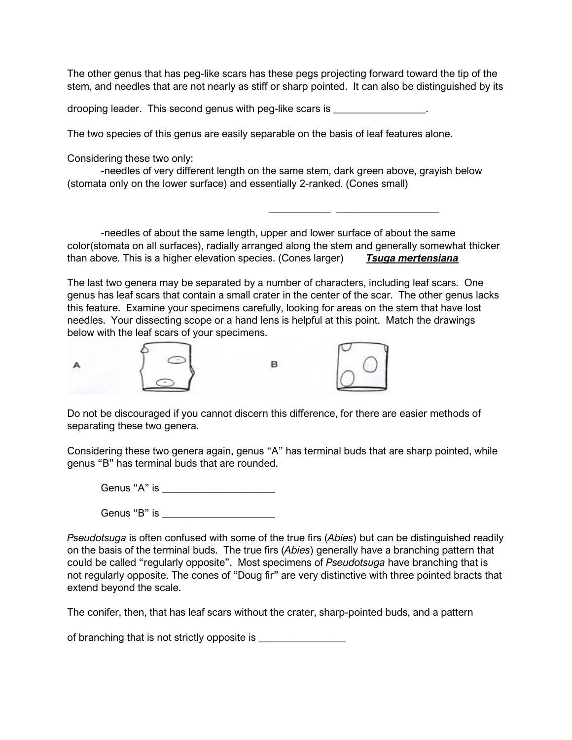The other genus that has peg-like scars has these pegs projecting forward toward the tip of the stem, and needles that are not nearly as stiff or sharp pointed. It can also be distinguished by its drooping leader. This second genus with peg-like scars is _________________.

The two species of this genus are easily separable on the basis of leaf features alone.

Considering these two only:

-needles of very different length on the same stem, dark green above, grayish below (stomata only on the lower surface) and essentially 2-ranked. (Cones small)

___________ ___________________

-needles of about the same length, upper and lower surface of about the same color(stomata on all surfaces), radially arranged along the stem and generally somewhat thicker than above. This is a higher elevation species. (Cones larger) ***Tsuga mertensiana***

The last two genera may be separated by a number of characters, including leaf scars. One genus has leaf scars that contain a small crater in the center of the scar. The other genus lacks this feature. Examine your specimens carefully, looking for areas on the stem that have lost needles. Your dissecting scope or a hand lens is helpful at this point. Match the drawings below with the leaf scars of your specimens.

A B

Do not be discouraged if you cannot discern this difference, for there are easier methods of separating these two genera.

Considering these two genera again, genus "A" has terminal buds that are sharp pointed, while genus "B" has terminal buds that are rounded.

Genus "A" is ____________________

Genus "B" is ____________________

*Pseudotsuga* is often confused with some of the true firs (*Abies*) but can be distinguished readily on the basis of the terminal buds. The true firs (*Abies*) generally have a branching pattern that could be called "regularly opposite". Most specimens of *Pseudotsuga* have branching that is not regularly opposite. The cones of "Doug fir" are very distinctive with three pointed bracts that extend beyond the scale.

The conifer, then, that has leaf scars without the crater, sharp-pointed buds, and a pattern of branching that is not strictly opposite is ________________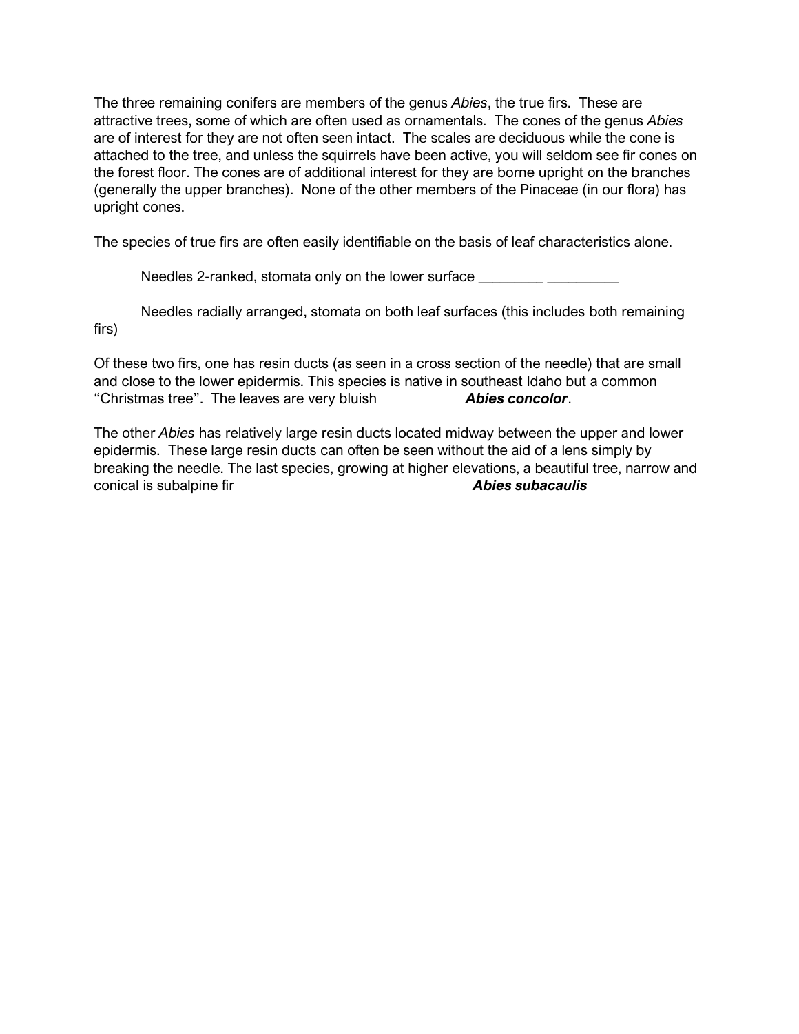The three remaining conifers are members of the genus *Abies*, the true firs. These are attractive trees, some of which are often used as ornamentals. The cones of the genus *Abies* are of interest for they are not often seen intact. The scales are deciduous while the cone is attached to the tree, and unless the squirrels have been active, you will seldom see fir cones on the forest floor. The cones are of additional interest for they are borne upright on the branches (generally the upper branches). None of the other members of the Pinaceae (in our flora) has upright cones.

The species of true firs are often easily identifiable on the basis of leaf characteristics alone.

Needles 2-ranked, stomata only on the lower surface ________ _________

Needles radially arranged, stomata on both leaf surfaces (this includes both remaining firs)

Of these two firs, one has resin ducts (as seen in a cross section of the needle) that are small and close to the lower epidermis. This species is native in southeast Idaho but a common "Christmas tree". The leaves are very bluish ***Abies concolor***.

The other *Abies* has relatively large resin ducts located midway between the upper and lower epidermis. These large resin ducts can often be seen without the aid of a lens simply by breaking the needle. The last species, growing at higher elevations, a beautiful tree, narrow and conical is subalpine fir ***Abies subacaulis***